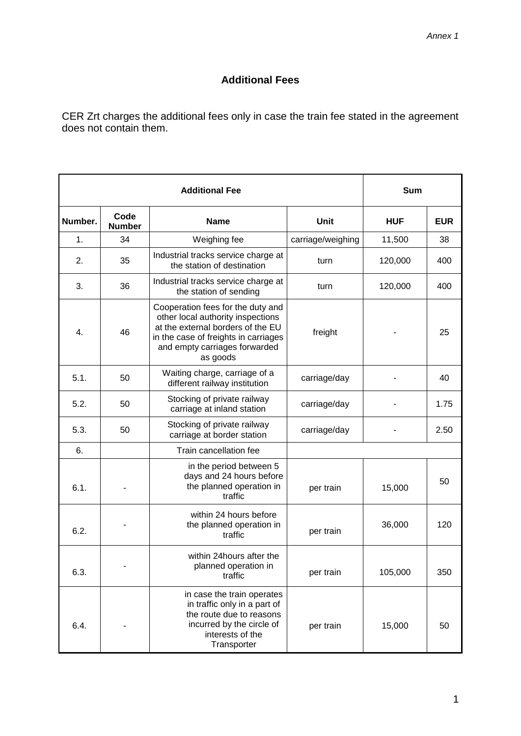*Annex 1*

## Additional Fees

CER Zrt charges the additional fees only in case the train fee stated in the agreement does not contain them.

| Additional Fee | | | | Sum | |
|---|---|---|---|---|---|
| **Number.** | **Code Number** | **Name** | **Unit** | **HUF** | **EUR** |
| 1. | 34 | Weighing fee | carriage/weighing | 11,500 | 38 |
| 2. | 35 | Industrial tracks service charge at the station of destination | turn | 120,000 | 400 |
| 3. | 36 | Industrial tracks service charge at the station of sending | turn | 120,000 | 400 |
| 4. | 46 | Cooperation fees for the duty and other local authority inspections at the external borders of the EU in the case of freights in carriages and empty carriages forwarded as goods | freight | - | 25 |
| 5.1. | 50 | Waiting charge, carriage of a different railway institution | carriage/day | - | 40 |
| 5.2. | 50 | Stocking of private railway carriage at inland station | carriage/day | - | 1.75 |
| 5.3. | 50 | Stocking of private railway carriage at border station | carriage/day | - | 2.50 |
| 6. | | Train cancellation fee | | | |
| 6.1. | - | in the period between 5 days and 24 hours before the planned operation in traffic | per train | 15,000 | 50 |
| 6.2. | - | within 24 hours before the planned operation in traffic | per train | 36,000 | 120 |
| 6.3. | - | within 24hours after the planned operation in traffic | per train | 105,000 | 350 |
| 6.4. | - | in case the train operates in traffic only in a part of the route due to reasons incurred by the circle of interests of the Transporter | per train | 15,000 | 50 |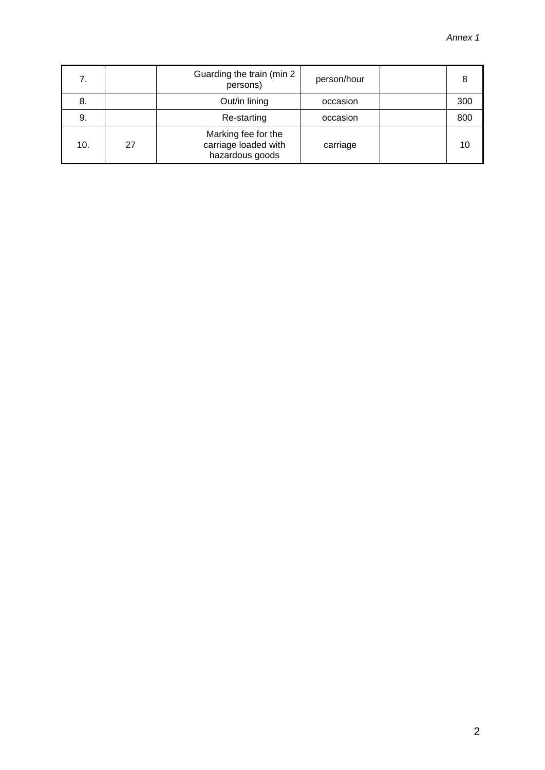| | | | | | |
|---|---|---|---|---|---|
| 7. | | Guarding the train (min 2 persons) | person/hour | | 8 |
| 8. | | Out/in lining | occasion | | 300 |
| 9. | | Re-starting | occasion | | 800 |
| 10. | 27 | Marking fee for the carriage loaded with hazardous goods | carriage | | 10 |